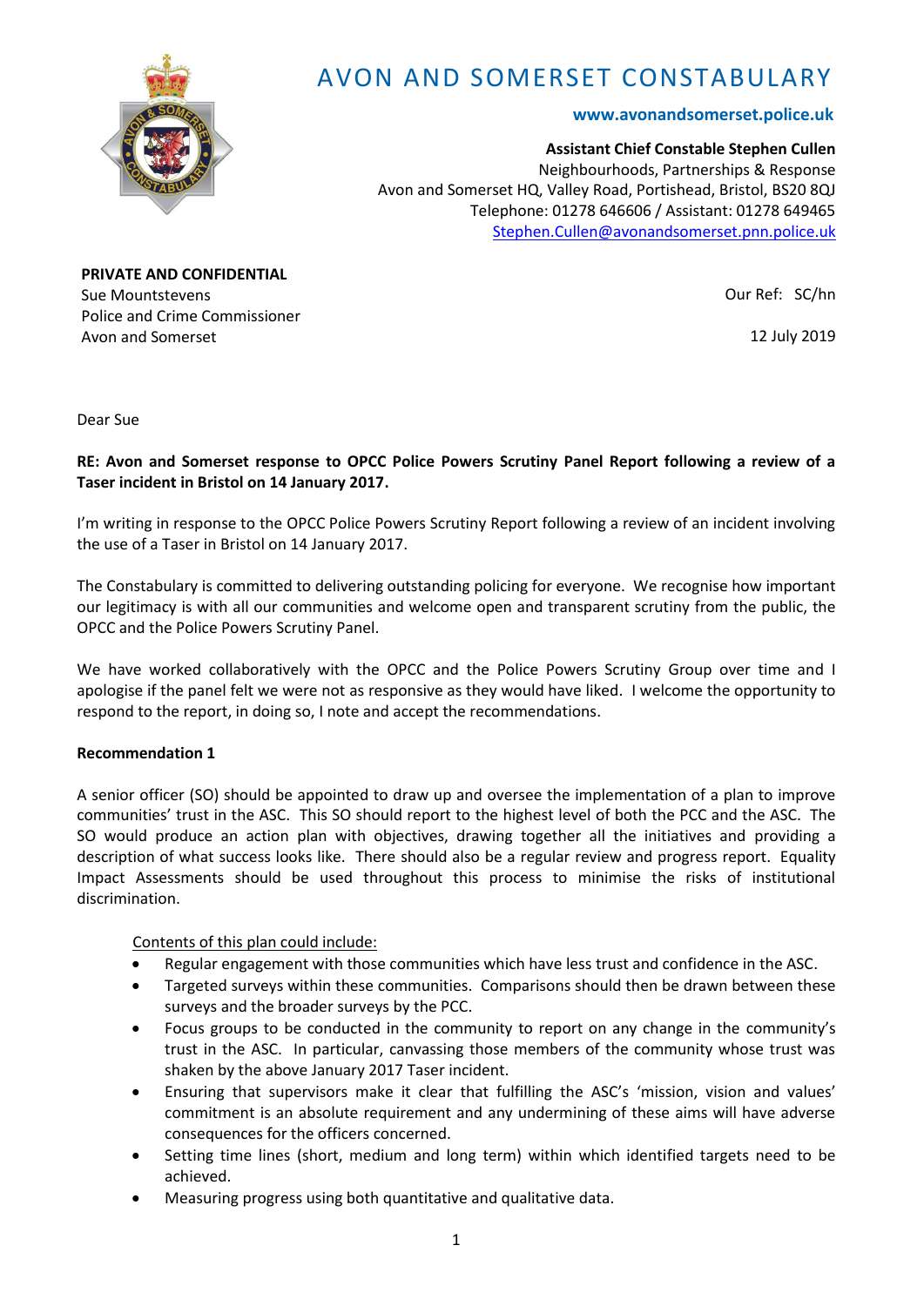# AVON AND SOMERSET CONSTABULARY

**www.avonandsomerset.police.uk**

**Assistant Chief Constable Stephen Cullen**
Neighbourhoods, Partnerships & Response
Avon and Somerset HQ, Valley Road, Portishead, Bristol, BS20 8QJ
Telephone: 01278 646606 / Assistant: 01278 649465
Stephen.Cullen@avonandsomerset.pnn.police.uk

**PRIVATE AND CONFIDENTIAL**
Sue Mountstevens
Police and Crime Commissioner
Avon and Somerset

Our Ref: SC/hn

12 July 2019

Dear Sue

**RE: Avon and Somerset response to OPCC Police Powers Scrutiny Panel Report following a review of a Taser incident in Bristol on 14 January 2017.**

I'm writing in response to the OPCC Police Powers Scrutiny Report following a review of an incident involving the use of a Taser in Bristol on 14 January 2017.

The Constabulary is committed to delivering outstanding policing for everyone. We recognise how important our legitimacy is with all our communities and welcome open and transparent scrutiny from the public, the OPCC and the Police Powers Scrutiny Panel.

We have worked collaboratively with the OPCC and the Police Powers Scrutiny Group over time and I apologise if the panel felt we were not as responsive as they would have liked. I welcome the opportunity to respond to the report, in doing so, I note and accept the recommendations.

**Recommendation 1**

A senior officer (SO) should be appointed to draw up and oversee the implementation of a plan to improve communities' trust in the ASC. This SO should report to the highest level of both the PCC and the ASC. The SO would produce an action plan with objectives, drawing together all the initiatives and providing a description of what success looks like. There should also be a regular review and progress report. Equality Impact Assessments should be used throughout this process to minimise the risks of institutional discrimination.

Contents of this plan could include:

- Regular engagement with those communities which have less trust and confidence in the ASC.
- Targeted surveys within these communities. Comparisons should then be drawn between these surveys and the broader surveys by the PCC.
- Focus groups to be conducted in the community to report on any change in the community's trust in the ASC. In particular, canvassing those members of the community whose trust was shaken by the above January 2017 Taser incident.
- Ensuring that supervisors make it clear that fulfilling the ASC's 'mission, vision and values' commitment is an absolute requirement and any undermining of these aims will have adverse consequences for the officers concerned.
- Setting time lines (short, medium and long term) within which identified targets need to be achieved.
- Measuring progress using both quantitative and qualitative data.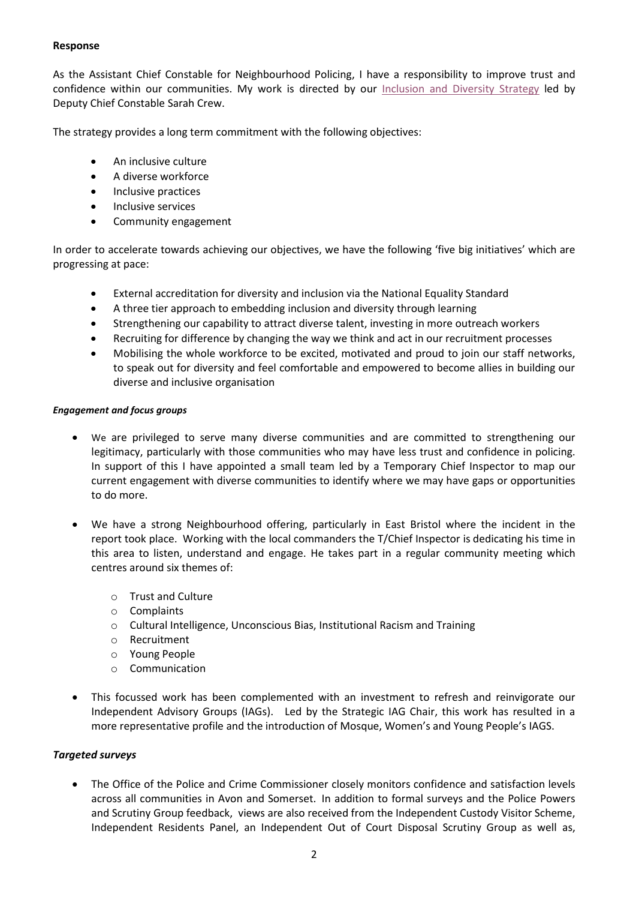**Response**

As the Assistant Chief Constable for Neighbourhood Policing, I have a responsibility to improve trust and confidence within our communities. My work is directed by our Inclusion and Diversity Strategy led by Deputy Chief Constable Sarah Crew.

The strategy provides a long term commitment with the following objectives:

- An inclusive culture
- A diverse workforce
- Inclusive practices
- Inclusive services
- Community engagement

In order to accelerate towards achieving our objectives, we have the following 'five big initiatives' which are progressing at pace:

- External accreditation for diversity and inclusion via the National Equality Standard
- A three tier approach to embedding inclusion and diversity through learning
- Strengthening our capability to attract diverse talent, investing in more outreach workers
- Recruiting for difference by changing the way we think and act in our recruitment processes
- Mobilising the whole workforce to be excited, motivated and proud to join our staff networks, to speak out for diversity and feel comfortable and empowered to become allies in building our diverse and inclusive organisation

***Engagement and focus groups***

- We are privileged to serve many diverse communities and are committed to strengthening our legitimacy, particularly with those communities who may have less trust and confidence in policing. In support of this I have appointed a small team led by a Temporary Chief Inspector to map our current engagement with diverse communities to identify where we may have gaps or opportunities to do more.

- We have a strong Neighbourhood offering, particularly in East Bristol where the incident in the report took place. Working with the local commanders the T/Chief Inspector is dedicating his time in this area to listen, understand and engage. He takes part in a regular community meeting which centres around six themes of:

  - Trust and Culture
  - Complaints
  - Cultural Intelligence, Unconscious Bias, Institutional Racism and Training
  - Recruitment
  - Young People
  - Communication

- This focussed work has been complemented with an investment to refresh and reinvigorate our Independent Advisory Groups (IAGs). Led by the Strategic IAG Chair, this work has resulted in a more representative profile and the introduction of Mosque, Women's and Young People's IAGS.

***Targeted surveys***

- The Office of the Police and Crime Commissioner closely monitors confidence and satisfaction levels across all communities in Avon and Somerset. In addition to formal surveys and the Police Powers and Scrutiny Group feedback, views are also received from the Independent Custody Visitor Scheme, Independent Residents Panel, an Independent Out of Court Disposal Scrutiny Group as well as,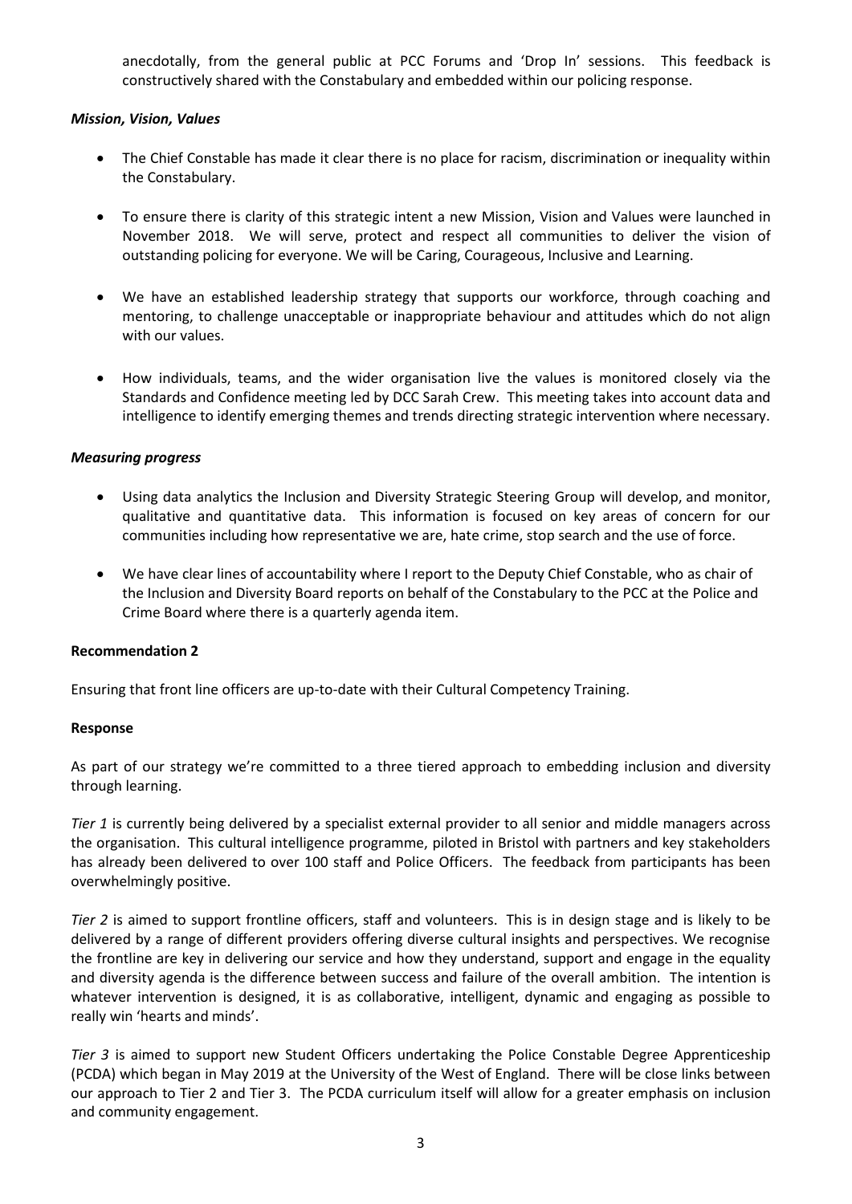anecdotally, from the general public at PCC Forums and 'Drop In' sessions. This feedback is constructively shared with the Constabulary and embedded within our policing response.

***Mission, Vision, Values***

- The Chief Constable has made it clear there is no place for racism, discrimination or inequality within the Constabulary.
- To ensure there is clarity of this strategic intent a new Mission, Vision and Values were launched in November 2018. We will serve, protect and respect all communities to deliver the vision of outstanding policing for everyone. We will be Caring, Courageous, Inclusive and Learning.
- We have an established leadership strategy that supports our workforce, through coaching and mentoring, to challenge unacceptable or inappropriate behaviour and attitudes which do not align with our values.
- How individuals, teams, and the wider organisation live the values is monitored closely via the Standards and Confidence meeting led by DCC Sarah Crew. This meeting takes into account data and intelligence to identify emerging themes and trends directing strategic intervention where necessary.

***Measuring progress***

- Using data analytics the Inclusion and Diversity Strategic Steering Group will develop, and monitor, qualitative and quantitative data. This information is focused on key areas of concern for our communities including how representative we are, hate crime, stop search and the use of force.
- We have clear lines of accountability where I report to the Deputy Chief Constable, who as chair of the Inclusion and Diversity Board reports on behalf of the Constabulary to the PCC at the Police and Crime Board where there is a quarterly agenda item.

**Recommendation 2**

Ensuring that front line officers are up-to-date with their Cultural Competency Training.

**Response**

As part of our strategy we're committed to a three tiered approach to embedding inclusion and diversity through learning.

*Tier 1* is currently being delivered by a specialist external provider to all senior and middle managers across the organisation. This cultural intelligence programme, piloted in Bristol with partners and key stakeholders has already been delivered to over 100 staff and Police Officers. The feedback from participants has been overwhelmingly positive.

*Tier 2* is aimed to support frontline officers, staff and volunteers. This is in design stage and is likely to be delivered by a range of different providers offering diverse cultural insights and perspectives. We recognise the frontline are key in delivering our service and how they understand, support and engage in the equality and diversity agenda is the difference between success and failure of the overall ambition. The intention is whatever intervention is designed, it is as collaborative, intelligent, dynamic and engaging as possible to really win 'hearts and minds'.

*Tier 3* is aimed to support new Student Officers undertaking the Police Constable Degree Apprenticeship (PCDA) which began in May 2019 at the University of the West of England. There will be close links between our approach to Tier 2 and Tier 3. The PCDA curriculum itself will allow for a greater emphasis on inclusion and community engagement.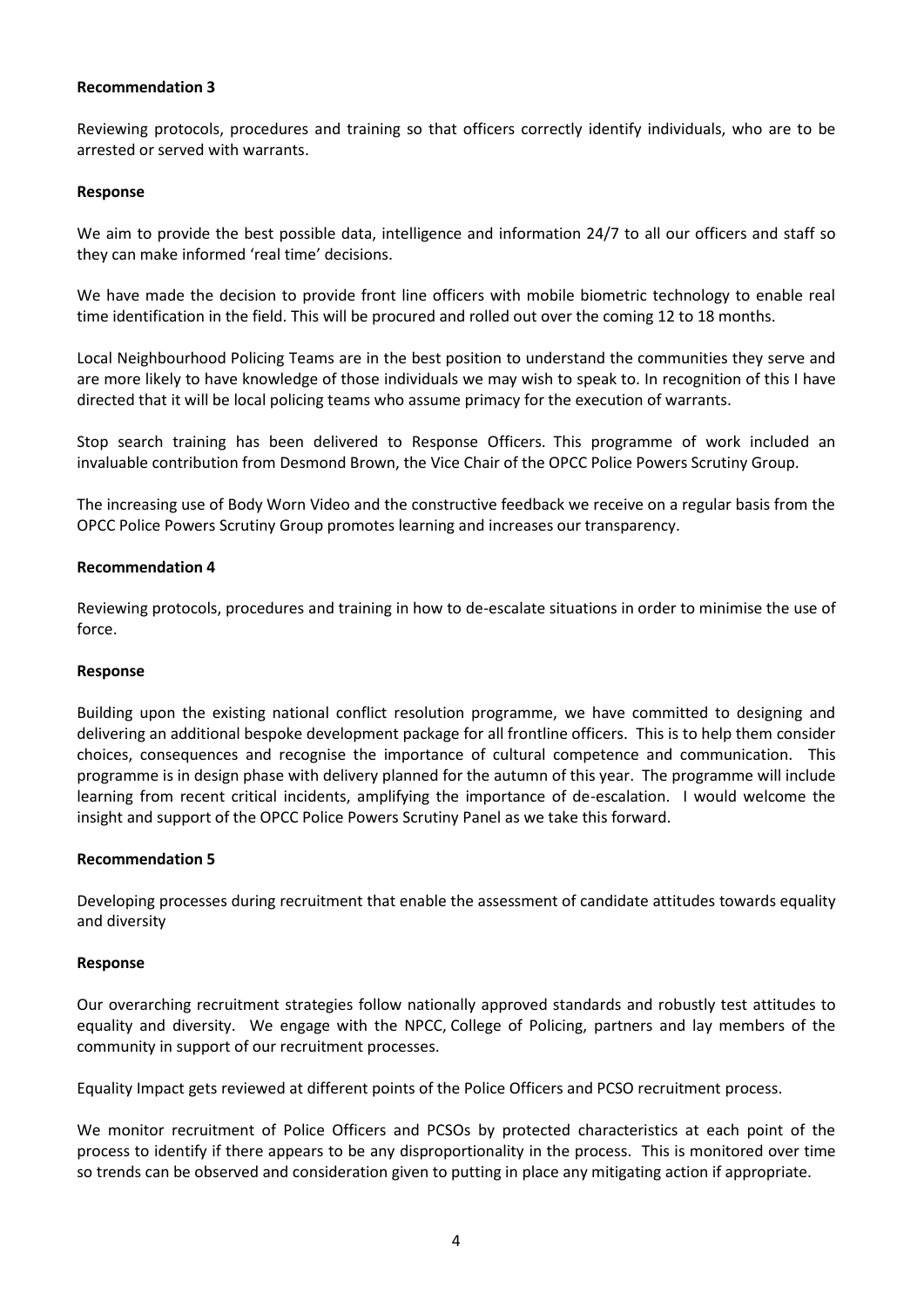**Recommendation 3**

Reviewing protocols, procedures and training so that officers correctly identify individuals, who are to be arrested or served with warrants.

**Response**

We aim to provide the best possible data, intelligence and information 24/7 to all our officers and staff so they can make informed 'real time' decisions.

We have made the decision to provide front line officers with mobile biometric technology to enable real time identification in the field. This will be procured and rolled out over the coming 12 to 18 months.

Local Neighbourhood Policing Teams are in the best position to understand the communities they serve and are more likely to have knowledge of those individuals we may wish to speak to. In recognition of this I have directed that it will be local policing teams who assume primacy for the execution of warrants.

Stop search training has been delivered to Response Officers. This programme of work included an invaluable contribution from Desmond Brown, the Vice Chair of the OPCC Police Powers Scrutiny Group.

The increasing use of Body Worn Video and the constructive feedback we receive on a regular basis from the OPCC Police Powers Scrutiny Group promotes learning and increases our transparency.

**Recommendation 4**

Reviewing protocols, procedures and training in how to de-escalate situations in order to minimise the use of force.

**Response**

Building upon the existing national conflict resolution programme, we have committed to designing and delivering an additional bespoke development package for all frontline officers. This is to help them consider choices, consequences and recognise the importance of cultural competence and communication. This programme is in design phase with delivery planned for the autumn of this year. The programme will include learning from recent critical incidents, amplifying the importance of de-escalation. I would welcome the insight and support of the OPCC Police Powers Scrutiny Panel as we take this forward.

**Recommendation 5**

Developing processes during recruitment that enable the assessment of candidate attitudes towards equality and diversity

**Response**

Our overarching recruitment strategies follow nationally approved standards and robustly test attitudes to equality and diversity. We engage with the NPCC, College of Policing, partners and lay members of the community in support of our recruitment processes.

Equality Impact gets reviewed at different points of the Police Officers and PCSO recruitment process.

We monitor recruitment of Police Officers and PCSOs by protected characteristics at each point of the process to identify if there appears to be any disproportionality in the process. This is monitored over time so trends can be observed and consideration given to putting in place any mitigating action if appropriate.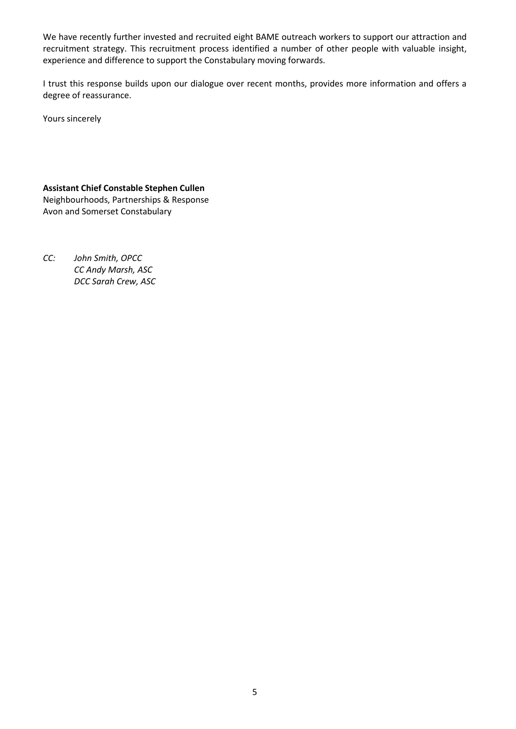We have recently further invested and recruited eight BAME outreach workers to support our attraction and recruitment strategy. This recruitment process identified a number of other people with valuable insight, experience and difference to support the Constabulary moving forwards.

I trust this response builds upon our dialogue over recent months, provides more information and offers a degree of reassurance.

Yours sincerely

**Assistant Chief Constable Stephen Cullen**
Neighbourhoods, Partnerships & Response
Avon and Somerset Constabulary

*CC: John Smith, OPCC*
*CC Andy Marsh, ASC*
*DCC Sarah Crew, ASC*